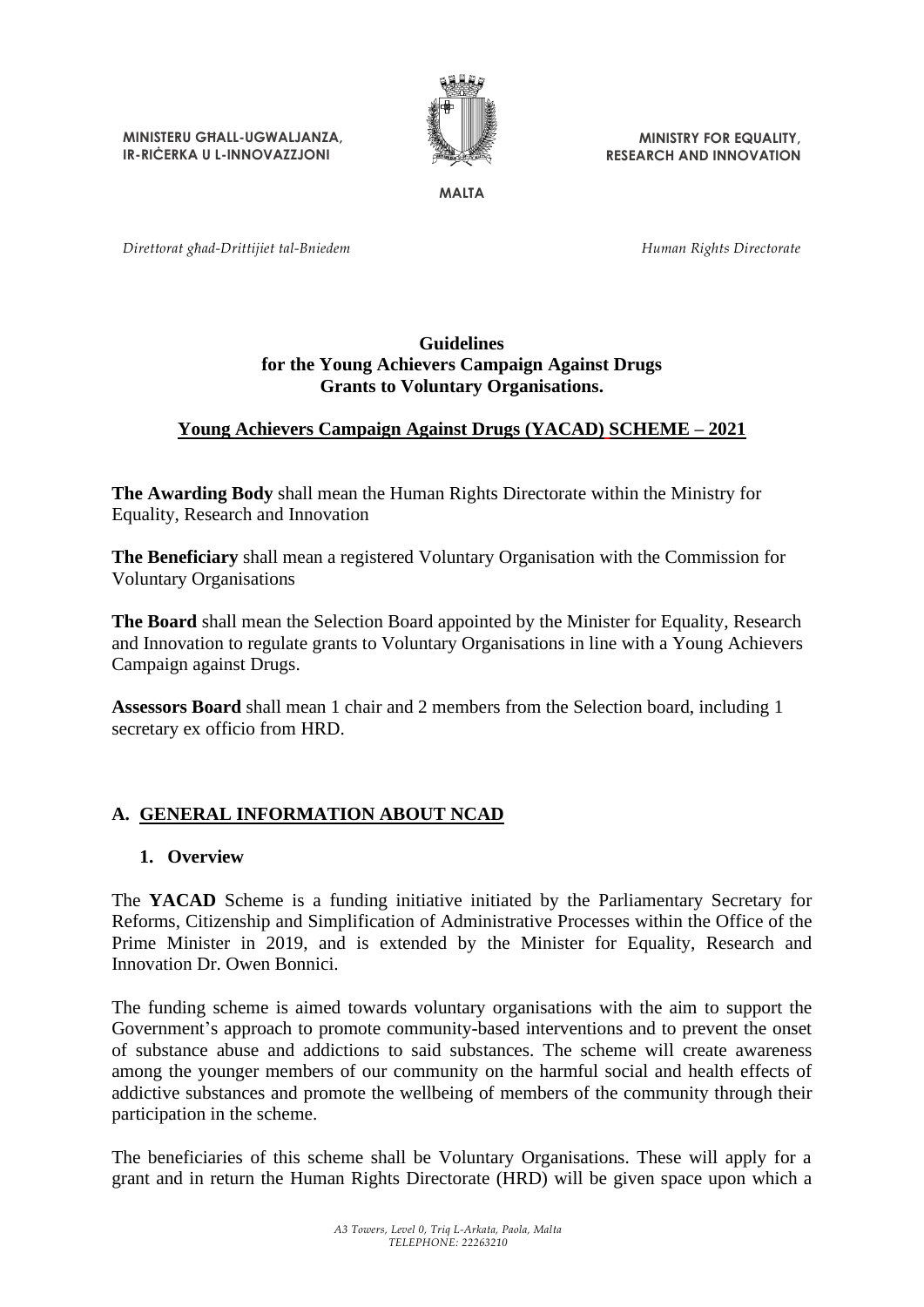MINISTERU GĦALL-UGWALJANZA, IR-RIĊERKA U L-INNOVAZZJONI

MINISTRY FOR EQUALITY, RESEARCH AND INNOVATION

MALTA

*Direttorat għad-Drittijiet tal-Bniedem*

*Human Rights Directorate*

# Guidelines for the Young Achievers Campaign Against Drugs Grants to Voluntary Organisations.

## Young Achievers Campaign Against Drugs (YACAD) SCHEME – 2021

**The Awarding Body** shall mean the Human Rights Directorate within the Ministry for Equality, Research and Innovation

**The Beneficiary** shall mean a registered Voluntary Organisation with the Commission for Voluntary Organisations

**The Board** shall mean the Selection Board appointed by the Minister for Equality, Research and Innovation to regulate grants to Voluntary Organisations in line with a Young Achievers Campaign against Drugs.

**Assessors Board** shall mean 1 chair and 2 members from the Selection board, including 1 secretary ex officio from HRD.

## A. GENERAL INFORMATION ABOUT NCAD

### 1. Overview

The **YACAD** Scheme is a funding initiative initiated by the Parliamentary Secretary for Reforms, Citizenship and Simplification of Administrative Processes within the Office of the Prime Minister in 2019, and is extended by the Minister for Equality, Research and Innovation Dr. Owen Bonnici.

The funding scheme is aimed towards voluntary organisations with the aim to support the Government's approach to promote community-based interventions and to prevent the onset of substance abuse and addictions to said substances. The scheme will create awareness among the younger members of our community on the harmful social and health effects of addictive substances and promote the wellbeing of members of the community through their participation in the scheme.

The beneficiaries of this scheme shall be Voluntary Organisations. These will apply for a grant and in return the Human Rights Directorate (HRD) will be given space upon which a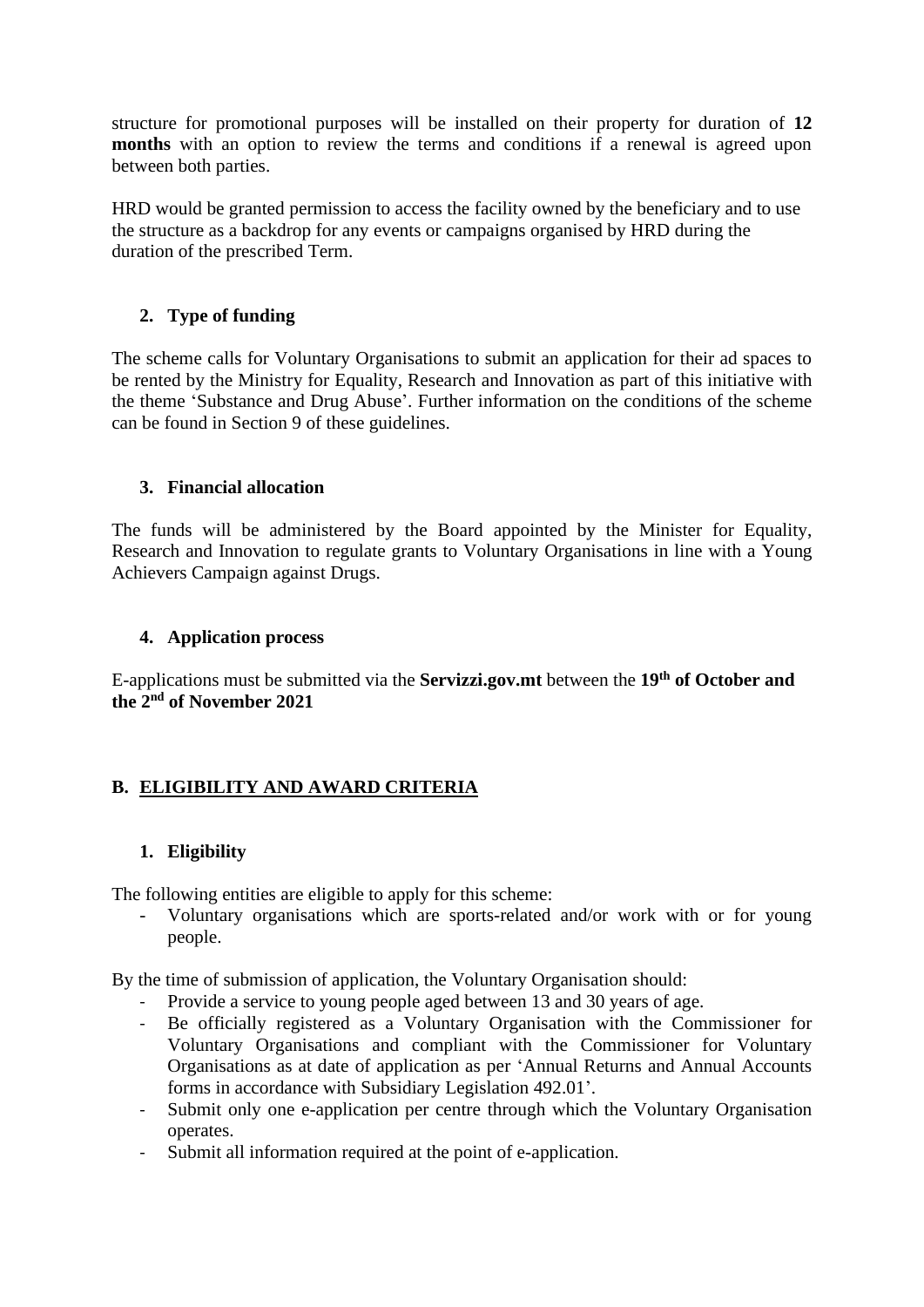structure for promotional purposes will be installed on their property for duration of **12 months** with an option to review the terms and conditions if a renewal is agreed upon between both parties.

HRD would be granted permission to access the facility owned by the beneficiary and to use the structure as a backdrop for any events or campaigns organised by HRD during the duration of the prescribed Term.

### 2. Type of funding

The scheme calls for Voluntary Organisations to submit an application for their ad spaces to be rented by the Ministry for Equality, Research and Innovation as part of this initiative with the theme 'Substance and Drug Abuse'. Further information on the conditions of the scheme can be found in Section 9 of these guidelines.

### 3. Financial allocation

The funds will be administered by the Board appointed by the Minister for Equality, Research and Innovation to regulate grants to Voluntary Organisations in line with a Young Achievers Campaign against Drugs.

### 4. Application process

E-applications must be submitted via the **Servizzi.gov.mt** between the **19th of October and the 2nd of November 2021**

## B. ELIGIBILITY AND AWARD CRITERIA

### 1. Eligibility

The following entities are eligible to apply for this scheme:

- Voluntary organisations which are sports-related and/or work with or for young people.

By the time of submission of application, the Voluntary Organisation should:

- Provide a service to young people aged between 13 and 30 years of age.
- Be officially registered as a Voluntary Organisation with the Commissioner for Voluntary Organisations and compliant with the Commissioner for Voluntary Organisations as at date of application as per 'Annual Returns and Annual Accounts forms in accordance with Subsidiary Legislation 492.01'.
- Submit only one e-application per centre through which the Voluntary Organisation operates.
- Submit all information required at the point of e-application.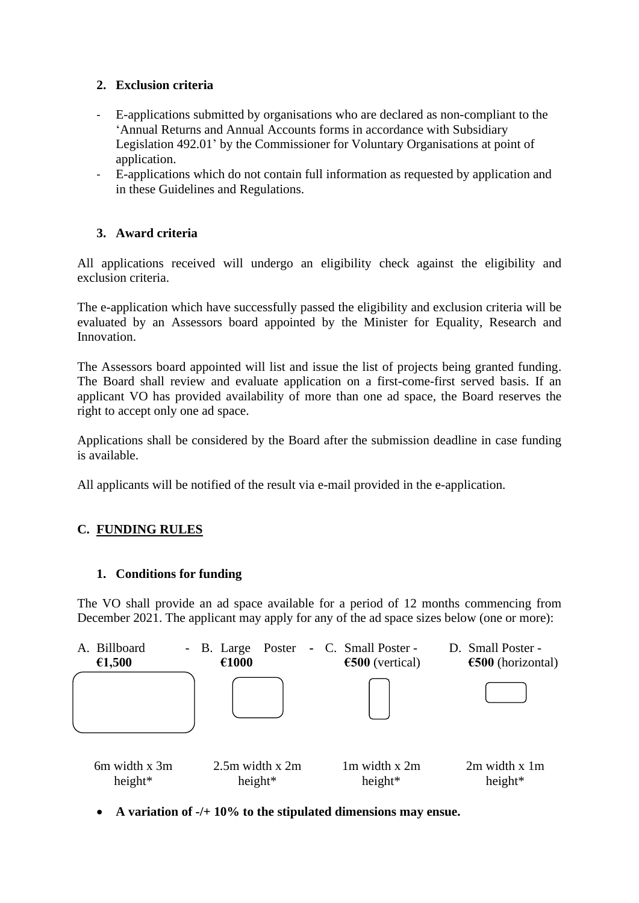### 2. Exclusion criteria

- E-applications submitted by organisations who are declared as non-compliant to the 'Annual Returns and Annual Accounts forms in accordance with Subsidiary Legislation 492.01' by the Commissioner for Voluntary Organisations at point of application.
- E-applications which do not contain full information as requested by application and in these Guidelines and Regulations.

### 3. Award criteria

All applications received will undergo an eligibility check against the eligibility and exclusion criteria.

The e-application which have successfully passed the eligibility and exclusion criteria will be evaluated by an Assessors board appointed by the Minister for Equality, Research and Innovation.

The Assessors board appointed will list and issue the list of projects being granted funding. The Board shall review and evaluate application on a first-come-first served basis. If an applicant VO has provided availability of more than one ad space, the Board reserves the right to accept only one ad space.

Applications shall be considered by the Board after the submission deadline in case funding is available.

All applicants will be notified of the result via e-mail provided in the e-application.

## C. FUNDING RULES

### 1. Conditions for funding

The VO shall provide an ad space available for a period of 12 months commencing from December 2021. The applicant may apply for any of the ad space sizes below (one or more):

| A. Billboard - **€1,500** | B. Large Poster - **€1000** | C. Small Poster - **€500** (vertical) | D. Small Poster - **€500** (horizontal) |
|---|---|---|---|
| 6m width x 3m height* | 2.5m width x 2m height* | 1m width x 2m height* | 2m width x 1m height* |

- **A variation of -/+ 10% to the stipulated dimensions may ensue.**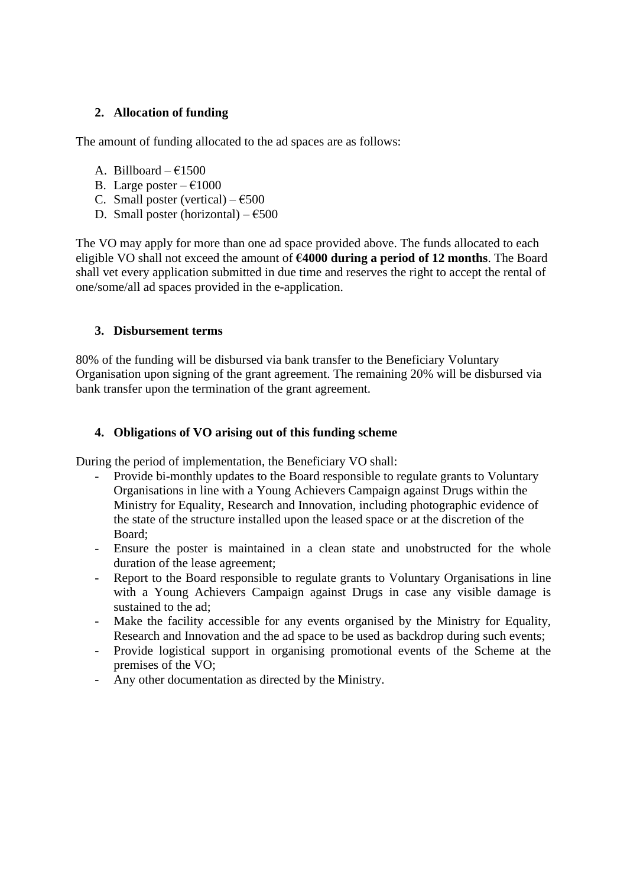## 2. Allocation of funding

The amount of funding allocated to the ad spaces are as follows:

A. Billboard – €1500
B. Large poster – €1000
C. Small poster (vertical) – €500
D. Small poster (horizontal) – €500

The VO may apply for more than one ad space provided above. The funds allocated to each eligible VO shall not exceed the amount of **€4000 during a period of 12 months**. The Board shall vet every application submitted in due time and reserves the right to accept the rental of one/some/all ad spaces provided in the e-application.

## 3. Disbursement terms

80% of the funding will be disbursed via bank transfer to the Beneficiary Voluntary Organisation upon signing of the grant agreement. The remaining 20% will be disbursed via bank transfer upon the termination of the grant agreement.

## 4. Obligations of VO arising out of this funding scheme

During the period of implementation, the Beneficiary VO shall:

- Provide bi-monthly updates to the Board responsible to regulate grants to Voluntary Organisations in line with a Young Achievers Campaign against Drugs within the Ministry for Equality, Research and Innovation, including photographic evidence of the state of the structure installed upon the leased space or at the discretion of the Board;
- Ensure the poster is maintained in a clean state and unobstructed for the whole duration of the lease agreement;
- Report to the Board responsible to regulate grants to Voluntary Organisations in line with a Young Achievers Campaign against Drugs in case any visible damage is sustained to the ad;
- Make the facility accessible for any events organised by the Ministry for Equality, Research and Innovation and the ad space to be used as backdrop during such events;
- Provide logistical support in organising promotional events of the Scheme at the premises of the VO;
- Any other documentation as directed by the Ministry.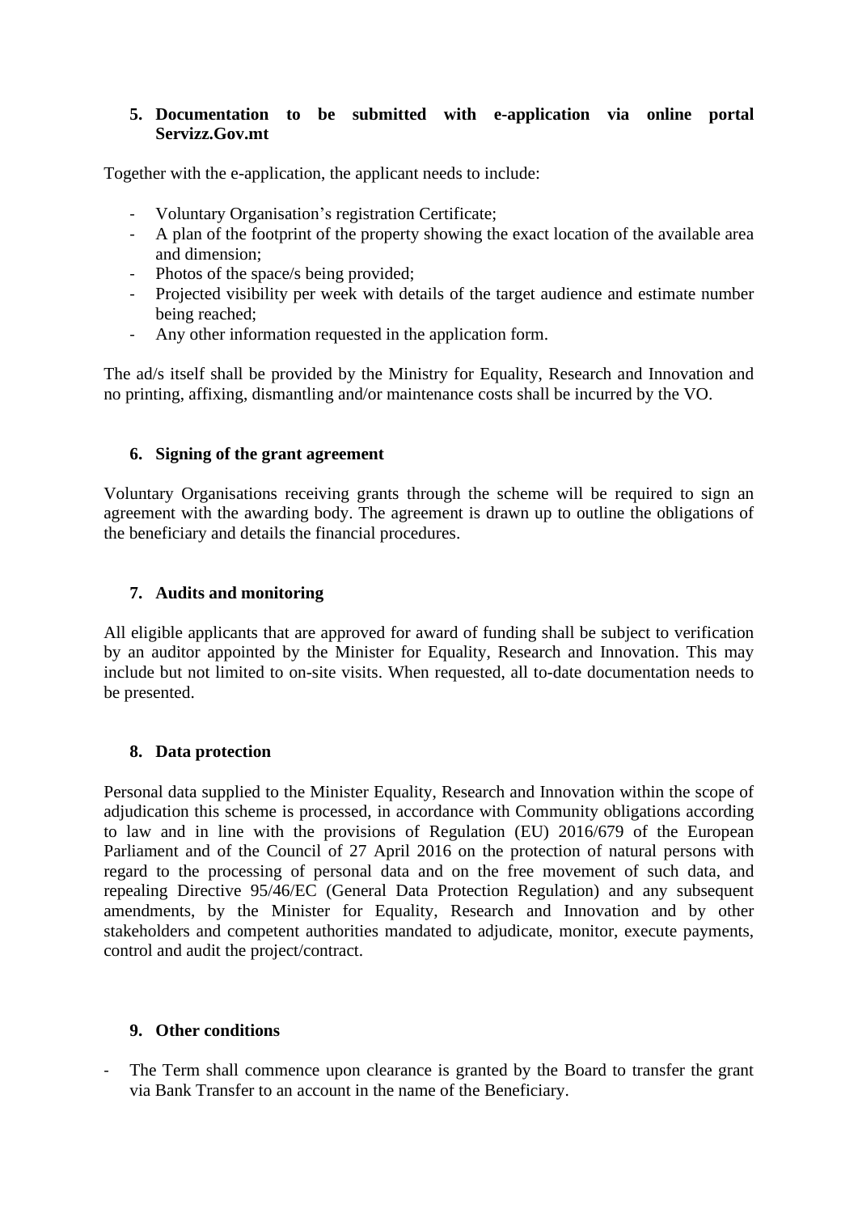## 5. Documentation to be submitted with e-application via online portal Servizz.Gov.mt

Together with the e-application, the applicant needs to include:

- Voluntary Organisation's registration Certificate;
- A plan of the footprint of the property showing the exact location of the available area and dimension;
- Photos of the space/s being provided;
- Projected visibility per week with details of the target audience and estimate number being reached;
- Any other information requested in the application form.

The ad/s itself shall be provided by the Ministry for Equality, Research and Innovation and no printing, affixing, dismantling and/or maintenance costs shall be incurred by the VO.

## 6. Signing of the grant agreement

Voluntary Organisations receiving grants through the scheme will be required to sign an agreement with the awarding body. The agreement is drawn up to outline the obligations of the beneficiary and details the financial procedures.

## 7. Audits and monitoring

All eligible applicants that are approved for award of funding shall be subject to verification by an auditor appointed by the Minister for Equality, Research and Innovation. This may include but not limited to on-site visits. When requested, all to-date documentation needs to be presented.

## 8. Data protection

Personal data supplied to the Minister Equality, Research and Innovation within the scope of adjudication this scheme is processed, in accordance with Community obligations according to law and in line with the provisions of Regulation (EU) 2016/679 of the European Parliament and of the Council of 27 April 2016 on the protection of natural persons with regard to the processing of personal data and on the free movement of such data, and repealing Directive 95/46/EC (General Data Protection Regulation) and any subsequent amendments, by the Minister for Equality, Research and Innovation and by other stakeholders and competent authorities mandated to adjudicate, monitor, execute payments, control and audit the project/contract.

## 9. Other conditions

- The Term shall commence upon clearance is granted by the Board to transfer the grant via Bank Transfer to an account in the name of the Beneficiary.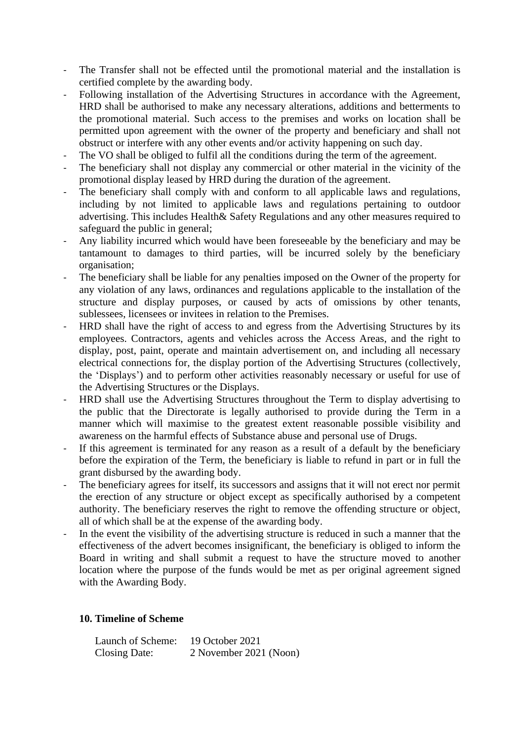- The Transfer shall not be effected until the promotional material and the installation is certified complete by the awarding body.
- Following installation of the Advertising Structures in accordance with the Agreement, HRD shall be authorised to make any necessary alterations, additions and betterments to the promotional material. Such access to the premises and works on location shall be permitted upon agreement with the owner of the property and beneficiary and shall not obstruct or interfere with any other events and/or activity happening on such day.
- The VO shall be obliged to fulfil all the conditions during the term of the agreement.
- The beneficiary shall not display any commercial or other material in the vicinity of the promotional display leased by HRD during the duration of the agreement.
- The beneficiary shall comply with and conform to all applicable laws and regulations, including by not limited to applicable laws and regulations pertaining to outdoor advertising. This includes Health& Safety Regulations and any other measures required to safeguard the public in general;
- Any liability incurred which would have been foreseeable by the beneficiary and may be tantamount to damages to third parties, will be incurred solely by the beneficiary organisation;
- The beneficiary shall be liable for any penalties imposed on the Owner of the property for any violation of any laws, ordinances and regulations applicable to the installation of the structure and display purposes, or caused by acts of omissions by other tenants, sublessees, licensees or invitees in relation to the Premises.
- HRD shall have the right of access to and egress from the Advertising Structures by its employees. Contractors, agents and vehicles across the Access Areas, and the right to display, post, paint, operate and maintain advertisement on, and including all necessary electrical connections for, the display portion of the Advertising Structures (collectively, the 'Displays') and to perform other activities reasonably necessary or useful for use of the Advertising Structures or the Displays.
- HRD shall use the Advertising Structures throughout the Term to display advertising to the public that the Directorate is legally authorised to provide during the Term in a manner which will maximise to the greatest extent reasonable possible visibility and awareness on the harmful effects of Substance abuse and personal use of Drugs.
- If this agreement is terminated for any reason as a result of a default by the beneficiary before the expiration of the Term, the beneficiary is liable to refund in part or in full the grant disbursed by the awarding body.
- The beneficiary agrees for itself, its successors and assigns that it will not erect nor permit the erection of any structure or object except as specifically authorised by a competent authority. The beneficiary reserves the right to remove the offending structure or object, all of which shall be at the expense of the awarding body.
- In the event the visibility of the advertising structure is reduced in such a manner that the effectiveness of the advert becomes insignificant, the beneficiary is obliged to inform the Board in writing and shall submit a request to have the structure moved to another location where the purpose of the funds would be met as per original agreement signed with the Awarding Body.

**10. Timeline of Scheme**

| | |
|---|---|
| Launch of Scheme: | 19 October 2021 |
| Closing Date: | 2 November 2021 (Noon) |